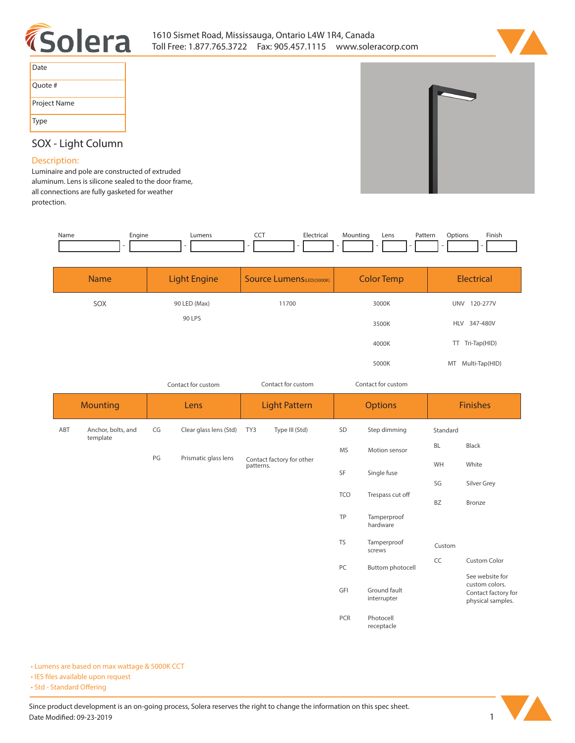**Solera**

1610 Sismet Road, Mississauga, Ontario L4W 1R4, Canada
Toll Free: 1.877.765.3722 Fax: 905.457.1115 www.soleracorp.com

| Date | |
|---|---|
| Quote # | |
| Project Name | |
| Type | |

# SOX - Light Column

## Description:

Luminaire and pole are constructed of extruded aluminum. Lens is silicone sealed to the door frame, all connections are fully gasketed for weather protection.

| Name | | Engine | | Lumens | | CCT | | Electrical | | Mounting | | Lens | | Pattern | | Options | | Finish |
|---|---|---|---|---|---|---|---|---|---|---|---|---|---|---|---|---|---|---|
| | - | | - | | - | | - | | - | | - | | - | | - | | - | |

| Name | Light Engine | Source Lumens(LED)(5000K) | Color Temp | Electrical |
|---|---|---|---|---|
| SOX | 90 LED (Max) | 11700 | 3000K | UNV 120-277V |
| | 90 LPS | | 3500K | HLV 347-480V |
| | | | 4000K | TT Tri-Tap(HID) |
| | | | 5000K | MT Multi-Tap(HID) |
| | Contact for custom | Contact for custom | Contact for custom | |

| Mounting | | Lens | | Light Pattern | | Options | | Finishes | |
|---|---|---|---|---|---|---|---|---|---|
| ABT | Anchor, bolts, and template | CG | Clear glass lens (Std) | TY3 | Type III (Std) | SD | Step dimming | Standard | |
| | | PG | Prismatic glass lens | Contact factory for other patterns. | | MS | Motion sensor | BL | Black |
| | | | | | | SF | Single fuse | WH | White |
| | | | | | | TCO | Trespass cut off | SG | Silver Grey |
| | | | | | | TP | Tamperproof hardware | BZ | Bronze |
| | | | | | | TS | Tamperproof screws | Custom | |
| | | | | | | PC | Buttom photocell | CC | Custom Color |
| | | | | | | GFI | Ground fault interrupter | | See website for custom colors. Contact factory for physical samples. |
| | | | | | | PCR | Photocell receptacle | | |

- Lumens are based on max wattage & 5000K CCT
- IES files available upon request
- Std - Standard Offering

Since product development is an on-going process, Solera reserves the right to change the information on this spec sheet.
Date Modified: 09-23-2019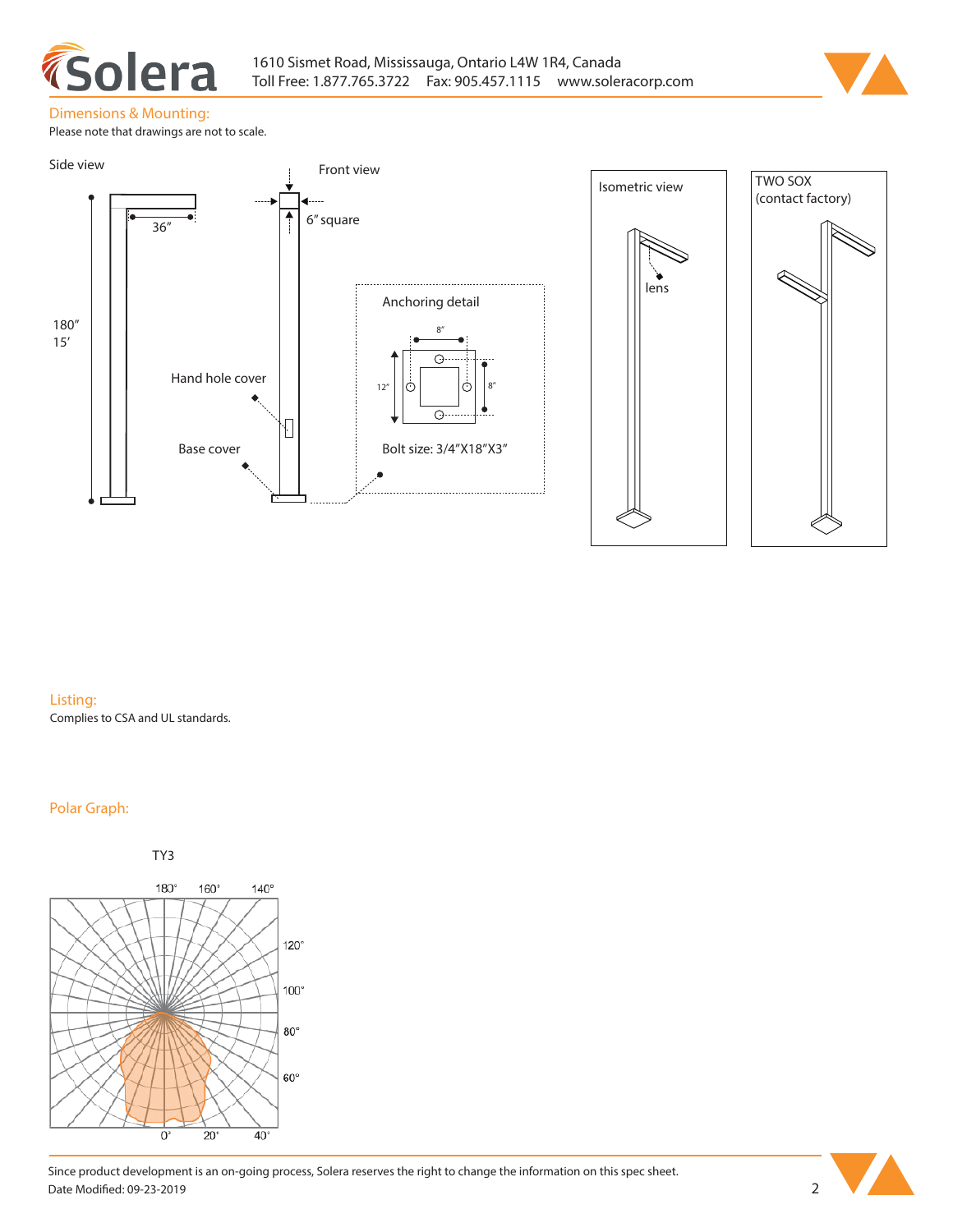Solera

1610 Sismet Road, Mississauga, Ontario L4W 1R4, Canada
Toll Free: 1.877.765.3722 Fax: 905.457.1115 www.soleracorp.com

## Dimensions & Mounting:

Please note that drawings are not to scale.

Side view

36″

180″
15′

Front view

6″ square

Hand hole cover

Base cover

Anchoring detail

8″

12″

8″

Bolt size: 3/4″X18″X3″

Isometric view

lens

TWO SOX
(contact factory)

## Listing:

Complies to CSA and UL standards.

## Polar Graph:

TY3

180° 160° 140°

120°

100°

80°

60°

0° 20° 40°

Since product development is an on-going process, Solera reserves the right to change the information on this spec sheet.
Date Modified: 09-23-2019